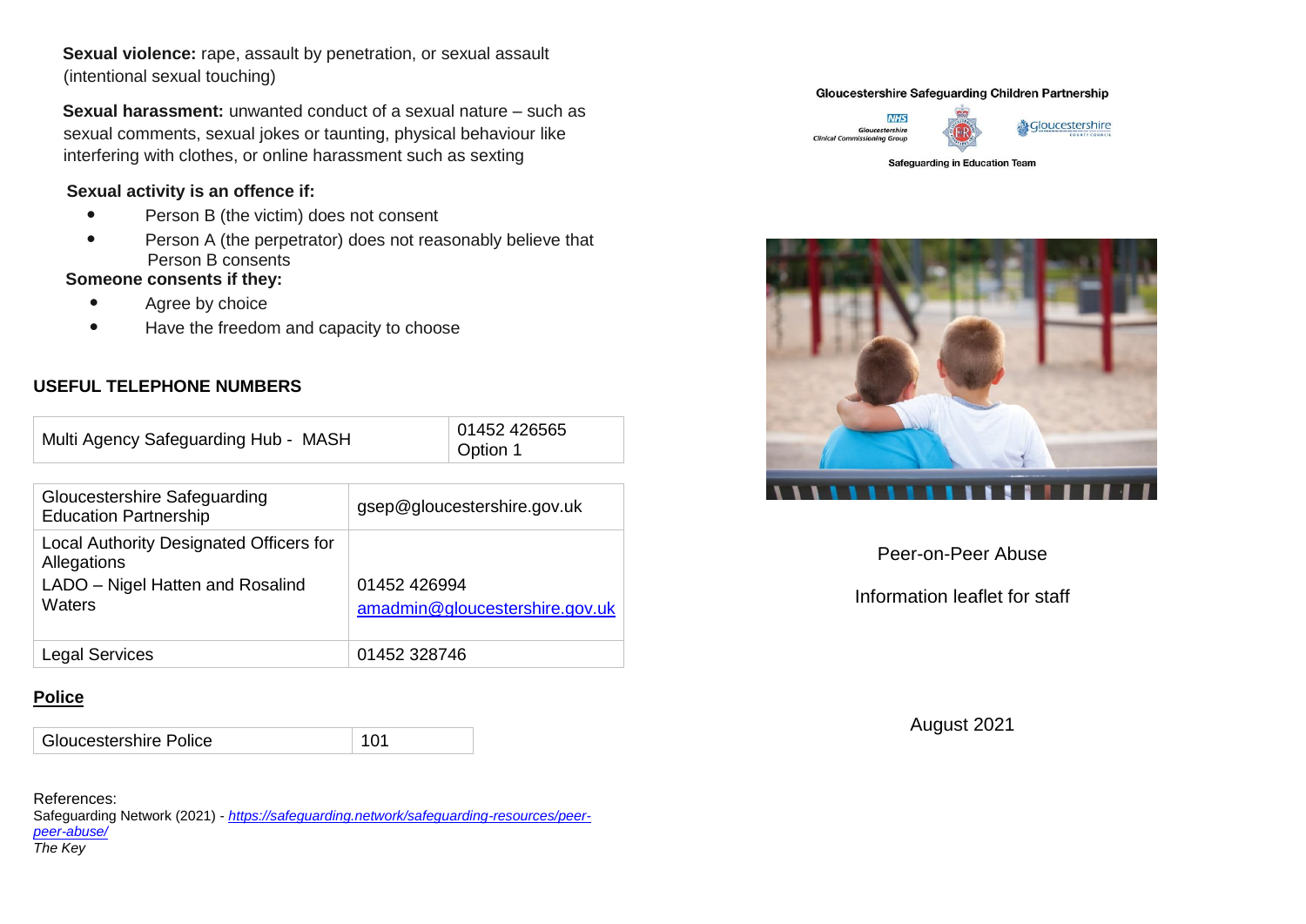**Sexual violence:** rape, assault by penetration, or sexual assault (intentional sexual touching)

**Sexual harassment:** unwanted conduct of a sexual nature – such as sexual comments, sexual jokes or taunting, physical behaviour like interfering with clothes, or online harassment such as sexting

**Sexual activity is an offence if:**

- Person B (the victim) does not consent
- Person A (the perpetrator) does not reasonably believe that Person B consents

**Someone consents if they:**

- Agree by choice
- Have the freedom and capacity to choose

## USEFUL TELEPHONE NUMBERS

| Multi Agency Safeguarding Hub - MASH | 01452 426565 Option 1 |
|---|---|

| Gloucestershire Safeguarding Education Partnership | gsep@gloucestershire.gov.uk |
|---|---|
| Local Authority Designated Officers for Allegations<br>LADO – Nigel Hatten and Rosalind Waters | 01452 426994<br>amadmin@gloucestershire.gov.uk |
| Legal Services | 01452 328746 |

## Police

| Gloucestershire Police | 101 |
|---|---|

References:
Safeguarding Network (2021) - *https://safeguarding.network/safeguarding-resources/peer-peer-abuse/*
*The Key*

**Gloucestershire Safeguarding Children Partnership**

**Safeguarding in Education Team**

# Peer-on-Peer Abuse

## Information leaflet for staff

August 2021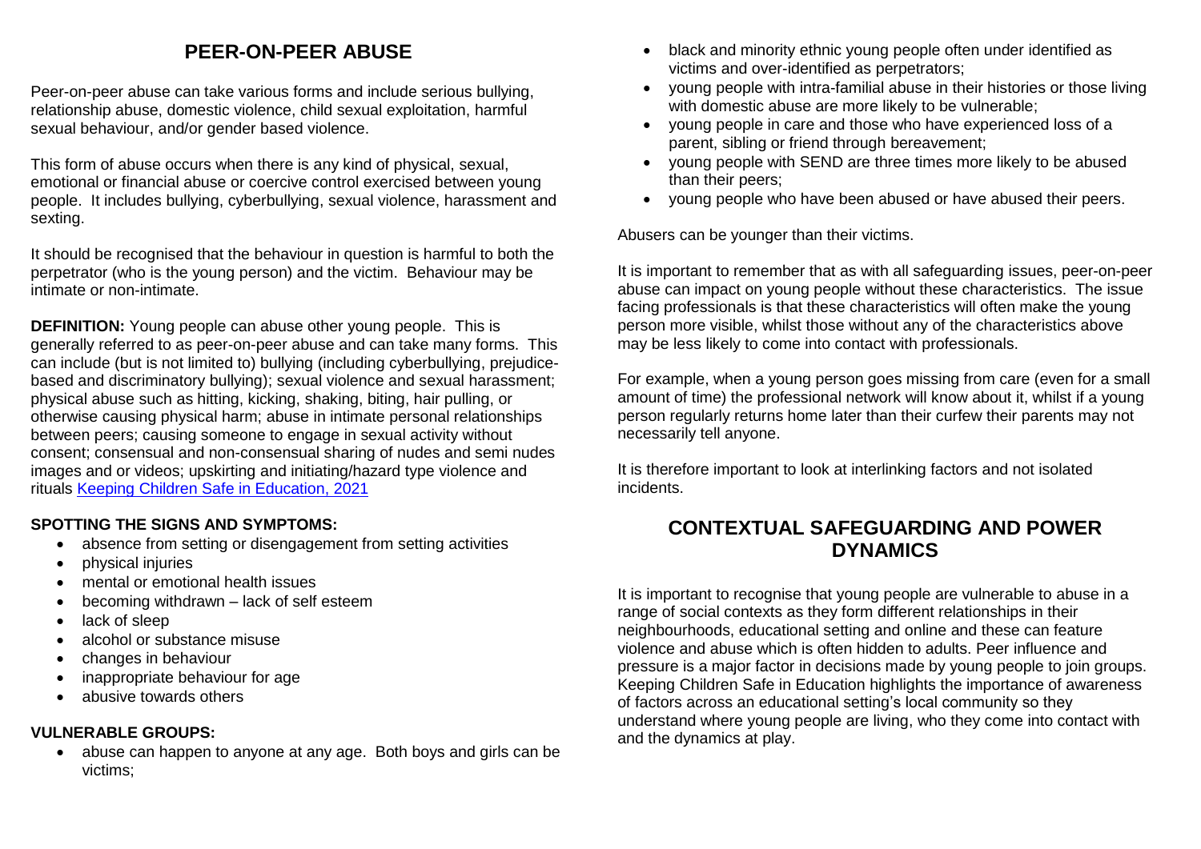## PEER-ON-PEER ABUSE

Peer-on-peer abuse can take various forms and include serious bullying, relationship abuse, domestic violence, child sexual exploitation, harmful sexual behaviour, and/or gender based violence.

This form of abuse occurs when there is any kind of physical, sexual, emotional or financial abuse or coercive control exercised between young people. It includes bullying, cyberbullying, sexual violence, harassment and sexting.

It should be recognised that the behaviour in question is harmful to both the perpetrator (who is the young person) and the victim. Behaviour may be intimate or non-intimate.

**DEFINITION:** Young people can abuse other young people. This is generally referred to as peer-on-peer abuse and can take many forms. This can include (but is not limited to) bullying (including cyberbullying, prejudice-based and discriminatory bullying); sexual violence and sexual harassment; physical abuse such as hitting, kicking, shaking, biting, hair pulling, or otherwise causing physical harm; abuse in intimate personal relationships between peers; causing someone to engage in sexual activity without consent; consensual and non-consensual sharing of nudes and semi nudes images and or videos; upskirting and initiating/hazard type violence and rituals [Keeping Children Safe in Education, 2021]

**SPOTTING THE SIGNS AND SYMPTOMS:**

- absence from setting or disengagement from setting activities
- physical injuries
- mental or emotional health issues
- becoming withdrawn – lack of self esteem
- lack of sleep
- alcohol or substance misuse
- changes in behaviour
- inappropriate behaviour for age
- abusive towards others

**VULNERABLE GROUPS:**

- abuse can happen to anyone at any age. Both boys and girls can be victims;
- black and minority ethnic young people often under identified as victims and over-identified as perpetrators;
- young people with intra-familial abuse in their histories or those living with domestic abuse are more likely to be vulnerable;
- young people in care and those who have experienced loss of a parent, sibling or friend through bereavement;
- young people with SEND are three times more likely to be abused than their peers;
- young people who have been abused or have abused their peers.

Abusers can be younger than their victims.

It is important to remember that as with all safeguarding issues, peer-on-peer abuse can impact on young people without these characteristics. The issue facing professionals is that these characteristics will often make the young person more visible, whilst those without any of the characteristics above may be less likely to come into contact with professionals.

For example, when a young person goes missing from care (even for a small amount of time) the professional network will know about it, whilst if a young person regularly returns home later than their curfew their parents may not necessarily tell anyone.

It is therefore important to look at interlinking factors and not isolated incidents.

## CONTEXTUAL SAFEGUARDING AND POWER DYNAMICS

It is important to recognise that young people are vulnerable to abuse in a range of social contexts as they form different relationships in their neighbourhoods, educational setting and online and these can feature violence and abuse which is often hidden to adults. Peer influence and pressure is a major factor in decisions made by young people to join groups. Keeping Children Safe in Education highlights the importance of awareness of factors across an educational setting's local community so they understand where young people are living, who they come into contact with and the dynamics at play.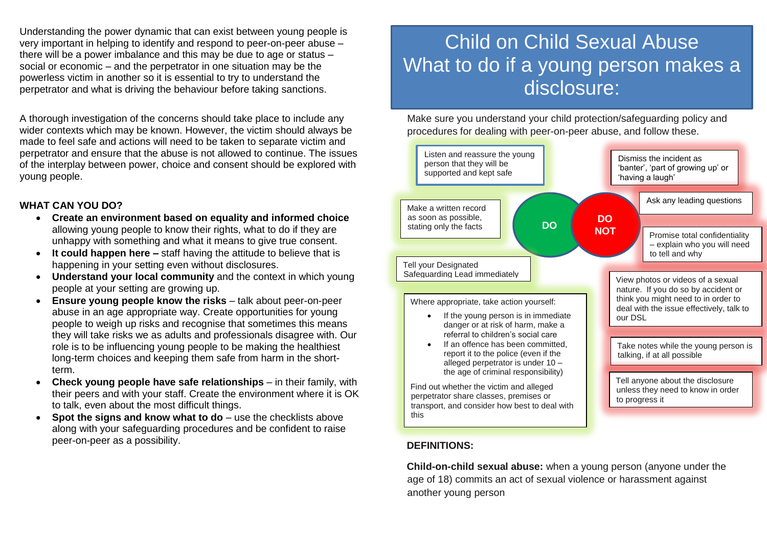Understanding the power dynamic that can exist between young people is very important in helping to identify and respond to peer-on-peer abuse – there will be a power imbalance and this may be due to age or status – social or economic – and the perpetrator in one situation may be the powerless victim in another so it is essential to try to understand the perpetrator and what is driving the behaviour before taking sanctions.

A thorough investigation of the concerns should take place to include any wider contexts which may be known. However, the victim should always be made to feel safe and actions will need to be taken to separate victim and perpetrator and ensure that the abuse is not allowed to continue. The issues of the interplay between power, choice and consent should be explored with young people.

**WHAT CAN YOU DO?**

- **Create an environment based on equality and informed choice** allowing young people to know their rights, what to do if they are unhappy with something and what it means to give true consent.
- **It could happen here –** staff having the attitude to believe that is happening in your setting even without disclosures.
- **Understand your local community** and the context in which young people at your setting are growing up.
- **Ensure young people know the risks** – talk about peer-on-peer abuse in an age appropriate way. Create opportunities for young people to weigh up risks and recognise that sometimes this means they will take risks we as adults and professionals disagree with. Our role is to be influencing young people to be making the healthiest long-term choices and keeping them safe from harm in the short-term.
- **Check young people have safe relationships** – in their family, with their peers and with your staff. Create the environment where it is OK to talk, even about the most difficult things.
- **Spot the signs and know what to do** – use the checklists above along with your safeguarding procedures and be confident to raise peer-on-peer as a possibility.

# Child on Child Sexual Abuse What to do if a young person makes a disclosure:

Make sure you understand your child protection/safeguarding policy and procedures for dealing with peer-on-peer abuse, and follow these.

**DO**

- Listen and reassure the young person that they will be supported and kept safe
- Make a written record as soon as possible, stating only the facts
- Tell your Designated Safeguarding Lead immediately
- Where appropriate, take action yourself:
  - If the young person is in immediate danger or at risk of harm, make a referral to children's social care
  - If an offence has been committed, report it to the police (even if the alleged perpetrator is under 10 – the age of criminal responsibility)

  Find out whether the victim and alleged perpetrator share classes, premises or transport, and consider how best to deal with this

**DO NOT**

- Dismiss the incident as 'banter', 'part of growing up' or 'having a laugh'
- Ask any leading questions
- Promise total confidentiality – explain who you will need to tell and why
- View photos or videos of a sexual nature. If you do so by accident or think you might need to in order to deal with the issue effectively, talk to our DSL
- Take notes while the young person is talking, if at all possible
- Tell anyone about the disclosure unless they need to know in order to progress it

**DEFINITIONS:**

**Child-on-child sexual abuse:** when a young person (anyone under the age of 18) commits an act of sexual violence or harassment against another young person